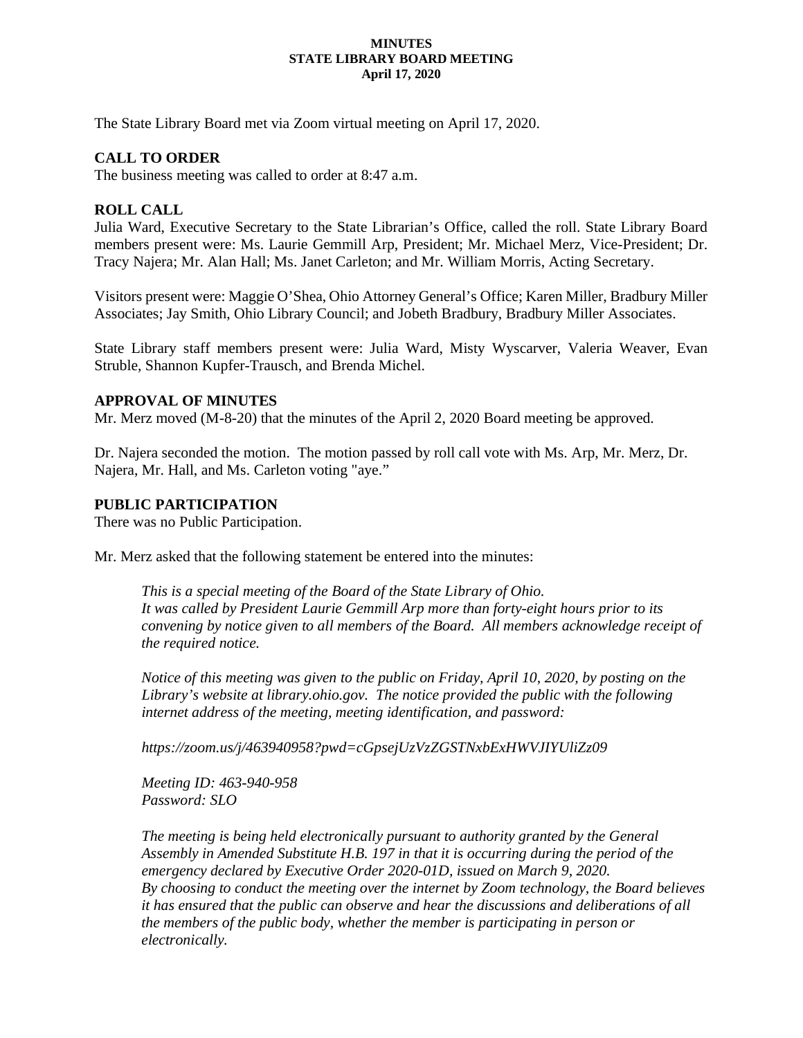**MINUTES**
**STATE LIBRARY BOARD MEETING**
**April 17, 2020**

The State Library Board met via Zoom virtual meeting on April 17, 2020.

## CALL TO ORDER

The business meeting was called to order at 8:47 a.m.

## ROLL CALL

Julia Ward, Executive Secretary to the State Librarian's Office, called the roll. State Library Board members present were: Ms. Laurie Gemmill Arp, President; Mr. Michael Merz, Vice-President; Dr. Tracy Najera; Mr. Alan Hall; Ms. Janet Carleton; and Mr. William Morris, Acting Secretary.

Visitors present were: Maggie O'Shea, Ohio Attorney General's Office; Karen Miller, Bradbury Miller Associates; Jay Smith, Ohio Library Council; and Jobeth Bradbury, Bradbury Miller Associates.

State Library staff members present were: Julia Ward, Misty Wyscarver, Valeria Weaver, Evan Struble, Shannon Kupfer-Trausch, and Brenda Michel.

## APPROVAL OF MINUTES

Mr. Merz moved (M-8-20) that the minutes of the April 2, 2020 Board meeting be approved.

Dr. Najera seconded the motion. The motion passed by roll call vote with Ms. Arp, Mr. Merz, Dr. Najera, Mr. Hall, and Ms. Carleton voting "aye."

## PUBLIC PARTICIPATION

There was no Public Participation.

Mr. Merz asked that the following statement be entered into the minutes:

> *This is a special meeting of the Board of the State Library of Ohio. It was called by President Laurie Gemmill Arp more than forty-eight hours prior to its convening by notice given to all members of the Board. All members acknowledge receipt of the required notice.*
>
> *Notice of this meeting was given to the public on Friday, April 10, 2020, by posting on the Library's website at library.ohio.gov. The notice provided the public with the following internet address of the meeting, meeting identification, and password:*
>
> *https://zoom.us/j/463940958?pwd=cGpsejUzVzZGSTNxbExHWVJIYUliZz09*
>
> *Meeting ID: 463-940-958*
> *Password: SLO*
>
> *The meeting is being held electronically pursuant to authority granted by the General Assembly in Amended Substitute H.B. 197 in that it is occurring during the period of the emergency declared by Executive Order 2020-01D, issued on March 9, 2020. By choosing to conduct the meeting over the internet by Zoom technology, the Board believes it has ensured that the public can observe and hear the discussions and deliberations of all the members of the public body, whether the member is participating in person or electronically.*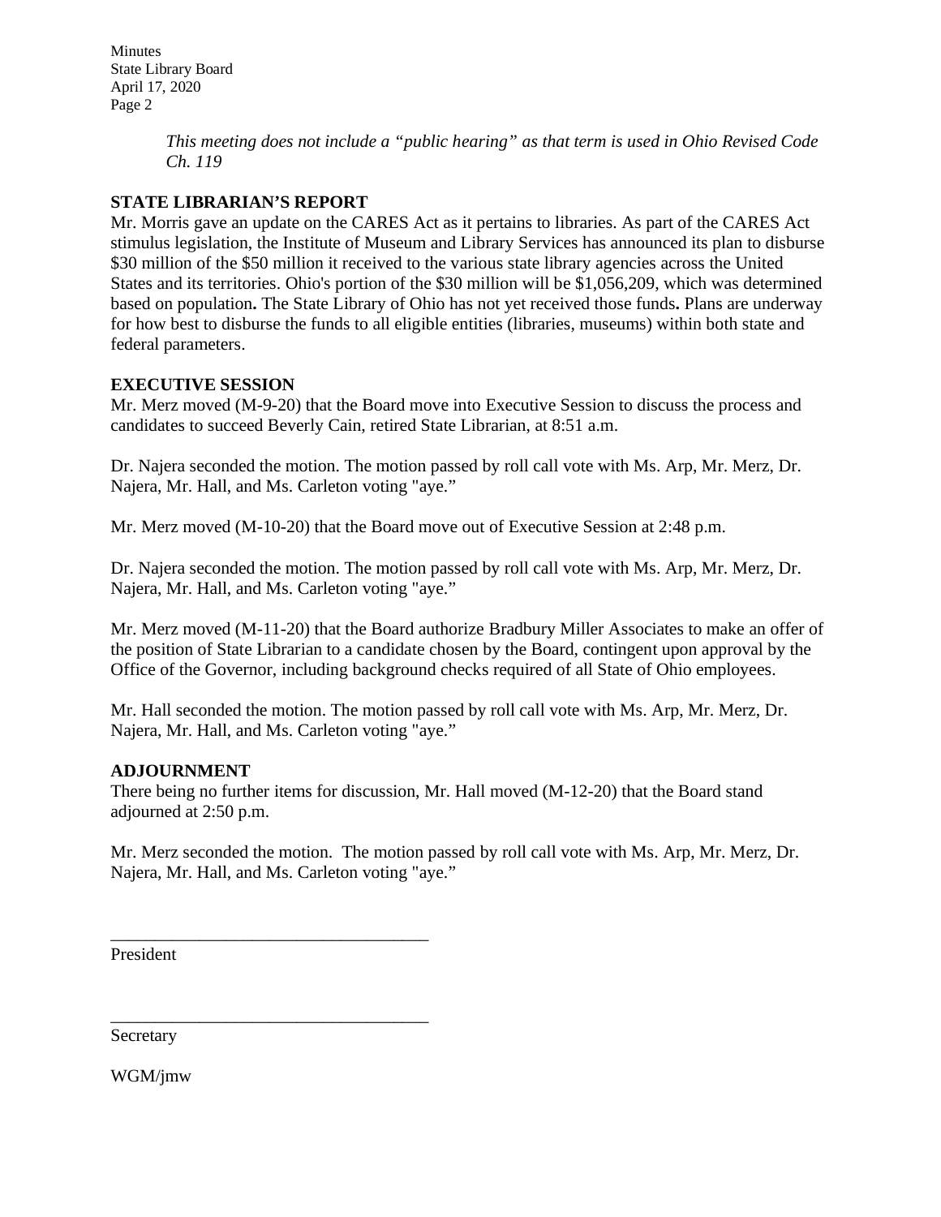*This meeting does not include a "public hearing" as that term is used in Ohio Revised Code Ch. 119*

**STATE LIBRARIAN'S REPORT**

Mr. Morris gave an update on the CARES Act as it pertains to libraries. As part of the CARES Act stimulus legislation, the Institute of Museum and Library Services has announced its plan to disburse $30 million of the $50 million it received to the various state library agencies across the United States and its territories. Ohio's portion of the $30 million will be $1,056,209, which was determined based on population**.** The State Library of Ohio has not yet received those funds**.** Plans are underway for how best to disburse the funds to all eligible entities (libraries, museums) within both state and federal parameters.

**EXECUTIVE SESSION**

Mr. Merz moved (M-9-20) that the Board move into Executive Session to discuss the process and candidates to succeed Beverly Cain, retired State Librarian, at 8:51 a.m.

Dr. Najera seconded the motion. The motion passed by roll call vote with Ms. Arp, Mr. Merz, Dr. Najera, Mr. Hall, and Ms. Carleton voting "aye."

Mr. Merz moved (M-10-20) that the Board move out of Executive Session at 2:48 p.m.

Dr. Najera seconded the motion. The motion passed by roll call vote with Ms. Arp, Mr. Merz, Dr. Najera, Mr. Hall, and Ms. Carleton voting "aye."

Mr. Merz moved (M-11-20) that the Board authorize Bradbury Miller Associates to make an offer of the position of State Librarian to a candidate chosen by the Board, contingent upon approval by the Office of the Governor, including background checks required of all State of Ohio employees.

Mr. Hall seconded the motion. The motion passed by roll call vote with Ms. Arp, Mr. Merz, Dr. Najera, Mr. Hall, and Ms. Carleton voting "aye."

**ADJOURNMENT**

There being no further items for discussion, Mr. Hall moved (M-12-20) that the Board stand adjourned at 2:50 p.m.

Mr. Merz seconded the motion. The motion passed by roll call vote with Ms. Arp, Mr. Merz, Dr. Najera, Mr. Hall, and Ms. Carleton voting "aye."

\_\_\_\_\_\_\_\_\_\_\_\_\_\_\_\_\_\_\_\_\_\_\_\_\_\_\_\_\_\_\_\_\_\_\_\_

President

\_\_\_\_\_\_\_\_\_\_\_\_\_\_\_\_\_\_\_\_\_\_\_\_\_\_\_\_\_\_\_\_\_\_\_\_

Secretary

WGM/jmw